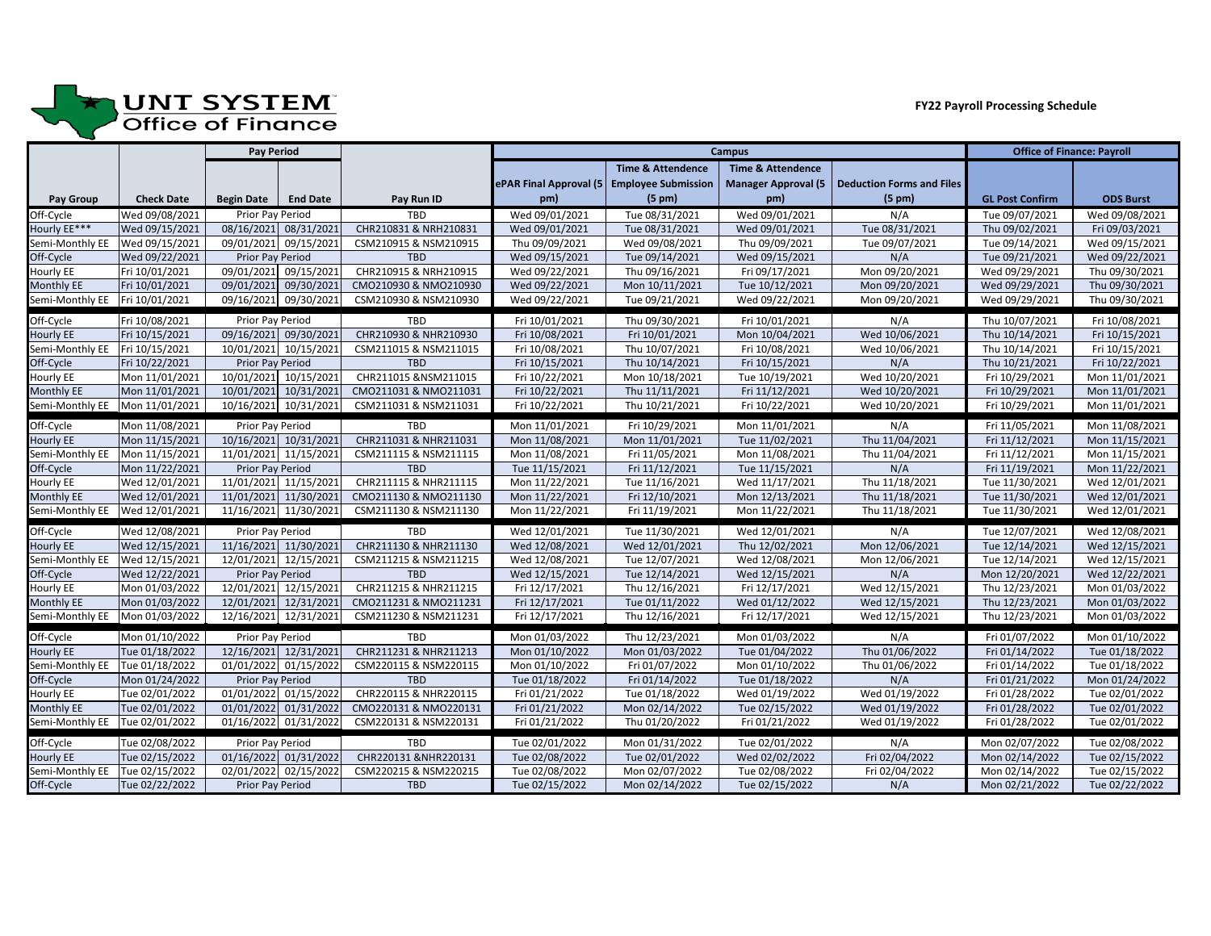UNT SYSTEM Office of Finance

**FY22 Payroll Processing Schedule**

| | | Pay Period | | | Campus | | | | Office of Finance: Payroll | |
|---|---|---|---|---|---|---|---|---|---|---|
| Pay Group | Check Date | Begin Date | End Date | Pay Run ID | ePAR Final Approval (5 pm) | Time & Attendence Employee Submission (5 pm) | Time & Attendence Manager Approval (5 pm) | Deduction Forms and Files (5 pm) | GL Post Confirm | ODS Burst |
| Off-Cycle | Wed 09/08/2021 | Prior Pay Period | | TBD | Wed 09/01/2021 | Tue 08/31/2021 | Wed 09/01/2021 | N/A | Tue 09/07/2021 | Wed 09/08/2021 |
| Hourly EE*** | Wed 09/15/2021 | 08/16/2021 | 08/31/2021 | CHR210831 & NRH210831 | Wed 09/01/2021 | Tue 08/31/2021 | Wed 09/01/2021 | Tue 08/31/2021 | Thu 09/02/2021 | Fri 09/03/2021 |
| Semi-Monthly EE | Wed 09/15/2021 | 09/01/2021 | 09/15/2021 | CSM210915 & NSM210915 | Thu 09/09/2021 | Wed 09/08/2021 | Thu 09/09/2021 | Tue 09/07/2021 | Tue 09/14/2021 | Wed 09/15/2021 |
| Off-Cycle | Wed 09/22/2021 | Prior Pay Period | | TBD | Wed 09/15/2021 | Tue 09/14/2021 | Wed 09/15/2021 | N/A | Tue 09/21/2021 | Wed 09/22/2021 |
| Hourly EE | Fri 10/01/2021 | 09/01/2021 | 09/15/2021 | CHR210915 & NRH210915 | Wed 09/22/2021 | Thu 09/16/2021 | Fri 09/17/2021 | Mon 09/20/2021 | Wed 09/29/2021 | Thu 09/30/2021 |
| Monthly EE | Fri 10/01/2021 | 09/01/2021 | 09/30/2021 | CMO210930 & NMO210930 | Wed 09/22/2021 | Mon 10/11/2021 | Tue 10/12/2021 | Mon 09/20/2021 | Wed 09/29/2021 | Thu 09/30/2021 |
| Semi-Monthly EE | Fri 10/01/2021 | 09/16/2021 | 09/30/2021 | CSM210930 & NSM210930 | Wed 09/22/2021 | Tue 09/21/2021 | Wed 09/22/2021 | Mon 09/20/2021 | Wed 09/29/2021 | Thu 09/30/2021 |
| Off-Cycle | Fri 10/08/2021 | Prior Pay Period | | TBD | Fri 10/01/2021 | Thu 09/30/2021 | Fri 10/01/2021 | N/A | Thu 10/07/2021 | Fri 10/08/2021 |
| Hourly EE | Fri 10/15/2021 | 09/16/2021 | 09/30/2021 | CHR210930 & NHR210930 | Fri 10/08/2021 | Fri 10/01/2021 | Mon 10/04/2021 | Wed 10/06/2021 | Thu 10/14/2021 | Fri 10/15/2021 |
| Semi-Monthly EE | Fri 10/15/2021 | 10/01/2021 | 10/15/2021 | CSM211015 & NSM211015 | Fri 10/08/2021 | Thu 10/07/2021 | Fri 10/08/2021 | Wed 10/06/2021 | Thu 10/14/2021 | Fri 10/15/2021 |
| Off-Cycle | Fri 10/22/2021 | Prior Pay Period | | TBD | Fri 10/15/2021 | Thu 10/14/2021 | Fri 10/15/2021 | N/A | Thu 10/21/2021 | Fri 10/22/2021 |
| Hourly EE | Mon 11/01/2021 | 10/01/2021 | 10/15/2021 | CHR211015 &NSM211015 | Fri 10/22/2021 | Mon 10/18/2021 | Tue 10/19/2021 | Wed 10/20/2021 | Fri 10/29/2021 | Mon 11/01/2021 |
| Monthly EE | Mon 11/01/2021 | 10/01/2021 | 10/31/2021 | CMO211031 & NMO211031 | Fri 10/22/2021 | Thu 11/11/2021 | Fri 11/12/2021 | Wed 10/20/2021 | Fri 10/29/2021 | Mon 11/01/2021 |
| Semi-Monthly EE | Mon 11/01/2021 | 10/16/2021 | 10/31/2021 | CSM211031 & NSM211031 | Fri 10/22/2021 | Thu 10/21/2021 | Fri 10/22/2021 | Wed 10/20/2021 | Fri 10/29/2021 | Mon 11/01/2021 |
| Off-Cycle | Mon 11/08/2021 | Prior Pay Period | | TBD | Mon 11/01/2021 | Fri 10/29/2021 | Mon 11/01/2021 | N/A | Fri 11/05/2021 | Mon 11/08/2021 |
| Hourly EE | Mon 11/15/2021 | 10/16/2021 | 10/31/2021 | CHR211031 & NHR211031 | Mon 11/08/2021 | Mon 11/01/2021 | Tue 11/02/2021 | Thu 11/04/2021 | Fri 11/12/2021 | Mon 11/15/2021 |
| Semi-Monthly EE | Mon 11/15/2021 | 11/01/2021 | 11/15/2021 | CSM211115 & NSM211115 | Mon 11/08/2021 | Fri 11/05/2021 | Mon 11/08/2021 | Thu 11/04/2021 | Fri 11/12/2021 | Mon 11/15/2021 |
| Off-Cycle | Mon 11/22/2021 | Prior Pay Period | | TBD | Tue 11/15/2021 | Fri 11/12/2021 | Tue 11/15/2021 | N/A | Fri 11/19/2021 | Mon 11/22/2021 |
| Hourly EE | Wed 12/01/2021 | 11/01/2021 | 11/15/2021 | CHR211115 & NHR211115 | Mon 11/22/2021 | Tue 11/16/2021 | Wed 11/17/2021 | Thu 11/18/2021 | Tue 11/30/2021 | Wed 12/01/2021 |
| Monthly EE | Wed 12/01/2021 | 11/01/2021 | 11/30/2021 | CMO211130 & NMO211130 | Mon 11/22/2021 | Fri 12/10/2021 | Mon 12/13/2021 | Thu 11/18/2021 | Tue 11/30/2021 | Wed 12/01/2021 |
| Semi-Monthly EE | Wed 12/01/2021 | 11/16/2021 | 11/30/2021 | CSM211130 & NSM211130 | Mon 11/22/2021 | Fri 11/19/2021 | Mon 11/22/2021 | Thu 11/18/2021 | Tue 11/30/2021 | Wed 12/01/2021 |
| Off-Cycle | Wed 12/08/2021 | Prior Pay Period | | TBD | Wed 12/01/2021 | Tue 11/30/2021 | Wed 12/01/2021 | N/A | Tue 12/07/2021 | Wed 12/08/2021 |
| Hourly EE | Wed 12/15/2021 | 11/16/2021 | 11/30/2021 | CHR211130 & NHR211130 | Wed 12/08/2021 | Wed 12/01/2021 | Thu 12/02/2021 | Mon 12/06/2021 | Tue 12/14/2021 | Wed 12/15/2021 |
| Semi-Monthly EE | Wed 12/15/2021 | 12/01/2021 | 12/15/2021 | CSM211215 & NSM211215 | Wed 12/08/2021 | Tue 12/07/2021 | Wed 12/08/2021 | Mon 12/06/2021 | Tue 12/14/2021 | Wed 12/15/2021 |
| Off-Cycle | Wed 12/22/2021 | Prior Pay Period | | TBD | Wed 12/15/2021 | Tue 12/14/2021 | Wed 12/15/2021 | N/A | Mon 12/20/2021 | Wed 12/22/2021 |
| Hourly EE | Mon 01/03/2022 | 12/01/2021 | 12/15/2021 | CHR211215 & NHR211215 | Fri 12/17/2021 | Thu 12/16/2021 | Fri 12/17/2021 | Wed 12/15/2021 | Thu 12/23/2021 | Mon 01/03/2022 |
| Monthly EE | Mon 01/03/2022 | 12/01/2021 | 12/31/2021 | CMO211231 & NMO211231 | Fri 12/17/2021 | Tue 01/11/2022 | Wed 01/12/2022 | Wed 12/15/2021 | Thu 12/23/2021 | Mon 01/03/2022 |
| Semi-Monthly EE | Mon 01/03/2022 | 12/16/2021 | 12/31/2021 | CSM211230 & NSM211231 | Fri 12/17/2021 | Thu 12/16/2021 | Fri 12/17/2021 | Wed 12/15/2021 | Thu 12/23/2021 | Mon 01/03/2022 |
| Off-Cycle | Mon 01/10/2022 | Prior Pay Period | | TBD | Mon 01/03/2022 | Thu 12/23/2021 | Mon 01/03/2022 | N/A | Fri 01/07/2022 | Mon 01/10/2022 |
| Hourly EE | Tue 01/18/2022 | 12/16/2021 | 12/31/2021 | CHR211231 & NHR211213 | Mon 01/10/2022 | Mon 01/03/2022 | Tue 01/04/2022 | Thu 01/06/2022 | Fri 01/14/2022 | Tue 01/18/2022 |
| Semi-Monthly EE | Tue 01/18/2022 | 01/01/2022 | 01/15/2022 | CSM220115 & NSM220115 | Mon 01/10/2022 | Fri 01/07/2022 | Mon 01/10/2022 | Thu 01/06/2022 | Fri 01/14/2022 | Tue 01/18/2022 |
| Off-Cycle | Mon 01/24/2022 | Prior Pay Period | | TBD | Tue 01/18/2022 | Fri 01/14/2022 | Tue 01/18/2022 | N/A | Fri 01/21/2022 | Mon 01/24/2022 |
| Hourly EE | Tue 02/01/2022 | 01/01/2022 | 01/15/2022 | CHR220115 & NHR220115 | Fri 01/21/2022 | Tue 01/18/2022 | Wed 01/19/2022 | Wed 01/19/2022 | Fri 01/28/2022 | Tue 02/01/2022 |
| Monthly EE | Tue 02/01/2022 | 01/01/2022 | 01/31/2022 | CMO220131 & NMO220131 | Fri 01/21/2022 | Mon 02/14/2022 | Tue 02/15/2022 | Wed 01/19/2022 | Fri 01/28/2022 | Tue 02/01/2022 |
| Semi-Monthly EE | Tue 02/01/2022 | 01/16/2022 | 01/31/2022 | CSM220131 & NSM220131 | Fri 01/21/2022 | Thu 01/20/2022 | Fri 01/21/2022 | Wed 01/19/2022 | Fri 01/28/2022 | Tue 02/01/2022 |
| Off-Cycle | Tue 02/08/2022 | Prior Pay Period | | TBD | Tue 02/01/2022 | Mon 01/31/2022 | Tue 02/01/2022 | N/A | Mon 02/07/2022 | Tue 02/08/2022 |
| Hourly EE | Tue 02/15/2022 | 01/16/2022 | 01/31/2022 | CHR220131 &NHR220131 | Tue 02/08/2022 | Tue 02/01/2022 | Wed 02/02/2022 | Fri 02/04/2022 | Mon 02/14/2022 | Tue 02/15/2022 |
| Semi-Monthly EE | Tue 02/15/2022 | 02/01/2022 | 02/15/2022 | CSM220215 & NSM220215 | Tue 02/08/2022 | Mon 02/07/2022 | Tue 02/08/2022 | Fri 02/04/2022 | Mon 02/14/2022 | Tue 02/15/2022 |
| Off-Cycle | Tue 02/22/2022 | Prior Pay Period | | TBD | Tue 02/15/2022 | Mon 02/14/2022 | Tue 02/15/2022 | N/A | Mon 02/21/2022 | Tue 02/22/2022 |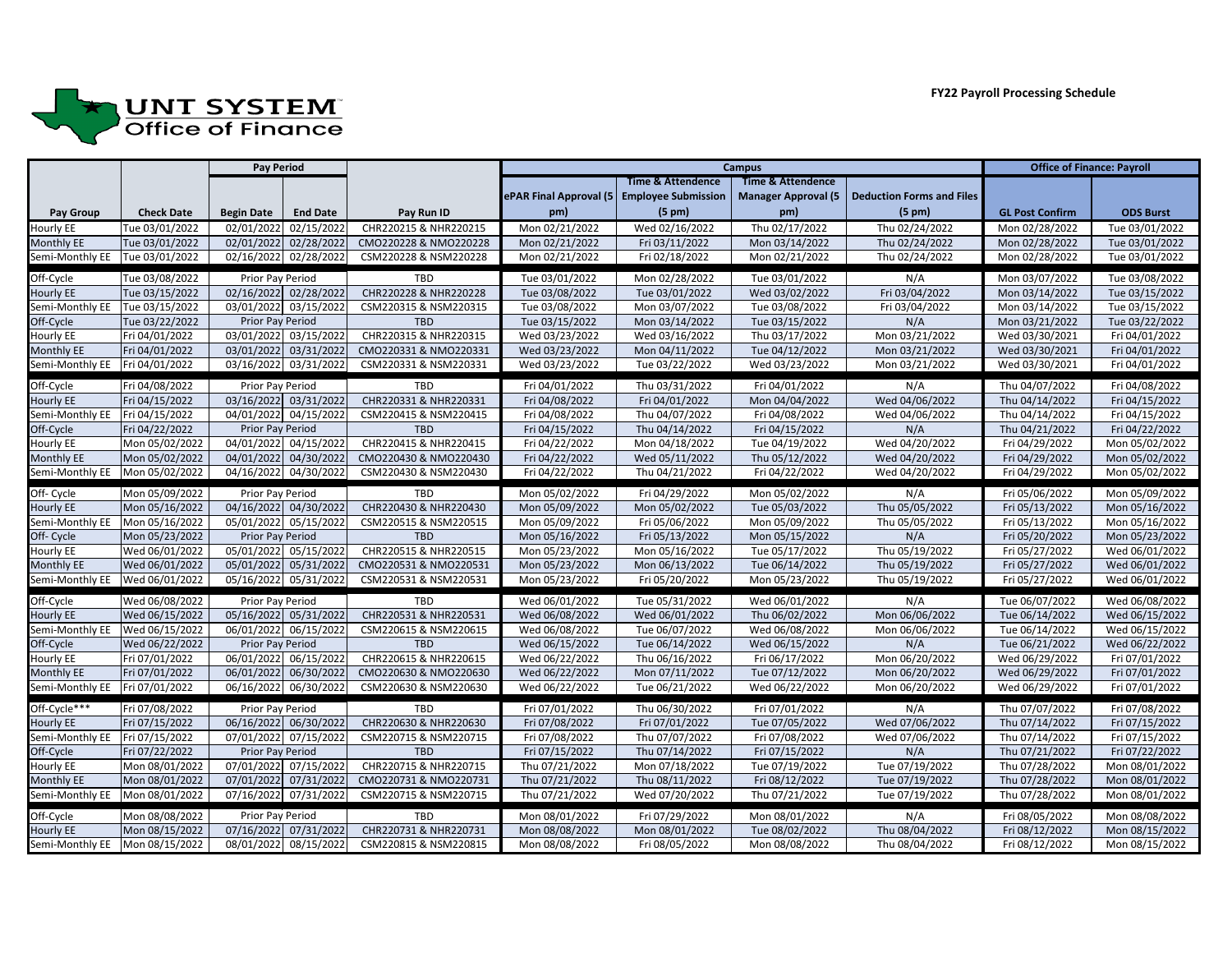UNT SYSTEM Office of Finance

**FY22 Payroll Processing Schedule**

| | | Pay Period | | | Campus | | | | Office of Finance: Payroll | |
|---|---|---|---|---|---|---|---|---|---|---|
| Pay Group | Check Date | Begin Date | End Date | Pay Run ID | ePAR Final Approval (5 pm) | Time & Attendence Employee Submission (5 pm) | Time & Attendence Manager Approval (5 pm) | Deduction Forms and Files (5 pm) | GL Post Confirm | ODS Burst |
| Hourly EE | Tue 03/01/2022 | 02/01/2022 | 02/15/2022 | CHR220215 & NHR220215 | Mon 02/21/2022 | Wed 02/16/2022 | Thu 02/17/2022 | Thu 02/24/2022 | Mon 02/28/2022 | Tue 03/01/2022 |
| Monthly EE | Tue 03/01/2022 | 02/01/2022 | 02/28/2022 | CMO220228 & NMO220228 | Mon 02/21/2022 | Fri 03/11/2022 | Mon 03/14/2022 | Thu 02/24/2022 | Mon 02/28/2022 | Tue 03/01/2022 |
| Semi-Monthly EE | Tue 03/01/2022 | 02/16/2022 | 02/28/2022 | CSM220228 & NSM220228 | Mon 02/21/2022 | Fri 02/18/2022 | Mon 02/21/2022 | Thu 02/24/2022 | Mon 02/28/2022 | Tue 03/01/2022 |
| Off-Cycle | Tue 03/08/2022 | Prior Pay Period | | TBD | Tue 03/01/2022 | Mon 02/28/2022 | Tue 03/01/2022 | N/A | Mon 03/07/2022 | Tue 03/08/2022 |
| Hourly EE | Tue 03/15/2022 | 02/16/2022 | 02/28/2022 | CHR220228 & NHR220228 | Tue 03/08/2022 | Tue 03/01/2022 | Wed 03/02/2022 | Fri 03/04/2022 | Mon 03/14/2022 | Tue 03/15/2022 |
| Semi-Monthly EE | Tue 03/15/2022 | 03/01/2022 | 03/15/2022 | CSM220315 & NSM220315 | Tue 03/08/2022 | Mon 03/07/2022 | Tue 03/08/2022 | Fri 03/04/2022 | Mon 03/14/2022 | Tue 03/15/2022 |
| Off-Cycle | Tue 03/22/2022 | Prior Pay Period | | TBD | Tue 03/15/2022 | Mon 03/14/2022 | Tue 03/15/2022 | N/A | Mon 03/21/2022 | Tue 03/22/2022 |
| Hourly EE | Fri 04/01/2022 | 03/01/2022 | 03/15/2022 | CHR220315 & NHR220315 | Wed 03/23/2022 | Wed 03/16/2022 | Thu 03/17/2022 | Mon 03/21/2022 | Wed 03/30/2021 | Fri 04/01/2022 |
| Monthly EE | Fri 04/01/2022 | 03/01/2022 | 03/31/2022 | CMO220331 & NMO220331 | Wed 03/23/2022 | Mon 04/11/2022 | Tue 04/12/2022 | Mon 03/21/2022 | Wed 03/30/2021 | Fri 04/01/2022 |
| Semi-Monthly EE | Fri 04/01/2022 | 03/16/2022 | 03/31/2022 | CSM220331 & NSM220331 | Wed 03/23/2022 | Tue 03/22/2022 | Wed 03/23/2022 | Mon 03/21/2022 | Wed 03/30/2021 | Fri 04/01/2022 |
| Off-Cycle | Fri 04/08/2022 | Prior Pay Period | | TBD | Fri 04/01/2022 | Thu 03/31/2022 | Fri 04/01/2022 | N/A | Thu 04/07/2022 | Fri 04/08/2022 |
| Hourly EE | Fri 04/15/2022 | 03/16/2022 | 03/31/2022 | CHR220331 & NHR220331 | Fri 04/08/2022 | Fri 04/01/2022 | Mon 04/04/2022 | Wed 04/06/2022 | Thu 04/14/2022 | Fri 04/15/2022 |
| Semi-Monthly EE | Fri 04/15/2022 | 04/01/2022 | 04/15/2022 | CSM220415 & NSM220415 | Fri 04/08/2022 | Thu 04/07/2022 | Fri 04/08/2022 | Wed 04/06/2022 | Thu 04/14/2022 | Fri 04/15/2022 |
| Off-Cycle | Fri 04/22/2022 | Prior Pay Period | | TBD | Fri 04/15/2022 | Thu 04/14/2022 | Fri 04/15/2022 | N/A | Thu 04/21/2022 | Fri 04/22/2022 |
| Hourly EE | Mon 05/02/2022 | 04/01/2022 | 04/15/2022 | CHR220415 & NHR220415 | Fri 04/22/2022 | Mon 04/18/2022 | Tue 04/19/2022 | Wed 04/20/2022 | Fri 04/29/2022 | Mon 05/02/2022 |
| Monthly EE | Mon 05/02/2022 | 04/01/2022 | 04/30/2022 | CMO220430 & NMO220430 | Fri 04/22/2022 | Wed 05/11/2022 | Thu 05/12/2022 | Wed 04/20/2022 | Fri 04/29/2022 | Mon 05/02/2022 |
| Semi-Monthly EE | Mon 05/02/2022 | 04/16/2022 | 04/30/2022 | CSM220430 & NSM220430 | Fri 04/22/2022 | Thu 04/21/2022 | Fri 04/22/2022 | Wed 04/20/2022 | Fri 04/29/2022 | Mon 05/02/2022 |
| Off- Cycle | Mon 05/09/2022 | Prior Pay Period | | TBD | Mon 05/02/2022 | Fri 04/29/2022 | Mon 05/02/2022 | N/A | Fri 05/06/2022 | Mon 05/09/2022 |
| Hourly EE | Mon 05/16/2022 | 04/16/2022 | 04/30/2022 | CHR220430 & NHR220430 | Mon 05/09/2022 | Mon 05/02/2022 | Tue 05/03/2022 | Thu 05/05/2022 | Fri 05/13/2022 | Mon 05/16/2022 |
| Semi-Monthly EE | Mon 05/16/2022 | 05/01/2022 | 05/15/2022 | CSM220515 & NSM220515 | Mon 05/09/2022 | Fri 05/06/2022 | Mon 05/09/2022 | Thu 05/05/2022 | Fri 05/13/2022 | Mon 05/16/2022 |
| Off- Cycle | Mon 05/23/2022 | Prior Pay Period | | TBD | Mon 05/16/2022 | Fri 05/13/2022 | Mon 05/15/2022 | N/A | Fri 05/20/2022 | Mon 05/23/2022 |
| Hourly EE | Wed 06/01/2022 | 05/01/2022 | 05/15/2022 | CHR220515 & NHR220515 | Mon 05/23/2022 | Mon 05/16/2022 | Tue 05/17/2022 | Thu 05/19/2022 | Fri 05/27/2022 | Wed 06/01/2022 |
| Monthly EE | Wed 06/01/2022 | 05/01/2022 | 05/31/2022 | CMO220531 & NMO220531 | Mon 05/23/2022 | Mon 06/13/2022 | Tue 06/14/2022 | Thu 05/19/2022 | Fri 05/27/2022 | Wed 06/01/2022 |
| Semi-Monthly EE | Wed 06/01/2022 | 05/16/2022 | 05/31/2022 | CSM220531 & NSM220531 | Mon 05/23/2022 | Fri 05/20/2022 | Mon 05/23/2022 | Thu 05/19/2022 | Fri 05/27/2022 | Wed 06/01/2022 |
| Off-Cycle | Wed 06/08/2022 | Prior Pay Period | | TBD | Wed 06/01/2022 | Tue 05/31/2022 | Wed 06/01/2022 | N/A | Tue 06/07/2022 | Wed 06/08/2022 |
| Hourly EE | Wed 06/15/2022 | 05/16/2022 | 05/31/2022 | CHR220531 & NHR220531 | Wed 06/08/2022 | Wed 06/01/2022 | Thu 06/02/2022 | Mon 06/06/2022 | Tue 06/14/2022 | Wed 06/15/2022 |
| Semi-Monthly EE | Wed 06/15/2022 | 06/01/2022 | 06/15/2022 | CSM220615 & NSM220615 | Wed 06/08/2022 | Tue 06/07/2022 | Wed 06/08/2022 | Mon 06/06/2022 | Tue 06/14/2022 | Wed 06/15/2022 |
| Off-Cycle | Wed 06/22/2022 | Prior Pay Period | | TBD | Wed 06/15/2022 | Tue 06/14/2022 | Wed 06/15/2022 | N/A | Tue 06/21/2022 | Wed 06/22/2022 |
| Hourly EE | Fri 07/01/2022 | 06/01/2022 | 06/15/2022 | CHR220615 & NHR220615 | Wed 06/22/2022 | Thu 06/16/2022 | Fri 06/17/2022 | Mon 06/20/2022 | Wed 06/29/2022 | Fri 07/01/2022 |
| Monthly EE | Fri 07/01/2022 | 06/01/2022 | 06/30/2022 | CMO220630 & NMO220630 | Wed 06/22/2022 | Mon 07/11/2022 | Tue 07/12/2022 | Mon 06/20/2022 | Wed 06/29/2022 | Fri 07/01/2022 |
| Semi-Monthly EE | Fri 07/01/2022 | 06/16/2022 | 06/30/2022 | CSM220630 & NSM220630 | Wed 06/22/2022 | Tue 06/21/2022 | Wed 06/22/2022 | Mon 06/20/2022 | Wed 06/29/2022 | Fri 07/01/2022 |
| Off-Cycle*** | Fri 07/08/2022 | Prior Pay Period | | TBD | Fri 07/01/2022 | Thu 06/30/2022 | Fri 07/01/2022 | N/A | Thu 07/07/2022 | Fri 07/08/2022 |
| Hourly EE | Fri 07/15/2022 | 06/16/2022 | 06/30/2022 | CHR220630 & NHR220630 | Fri 07/08/2022 | Fri 07/01/2022 | Tue 07/05/2022 | Wed 07/06/2022 | Thu 07/14/2022 | Fri 07/15/2022 |
| Semi-Monthly EE | Fri 07/15/2022 | 07/01/2022 | 07/15/2022 | CSM220715 & NSM220715 | Fri 07/08/2022 | Thu 07/07/2022 | Fri 07/08/2022 | Wed 07/06/2022 | Thu 07/14/2022 | Fri 07/15/2022 |
| Off-Cycle | Fri 07/22/2022 | Prior Pay Period | | TBD | Fri 07/15/2022 | Thu 07/14/2022 | Fri 07/15/2022 | N/A | Thu 07/21/2022 | Fri 07/22/2022 |
| Hourly EE | Mon 08/01/2022 | 07/01/2022 | 07/15/2022 | CHR220715 & NHR220715 | Thu 07/21/2022 | Mon 07/18/2022 | Tue 07/19/2022 | Tue 07/19/2022 | Thu 07/28/2022 | Mon 08/01/2022 |
| Monthly EE | Mon 08/01/2022 | 07/01/2022 | 07/31/2022 | CMO220731 & NMO220731 | Thu 07/21/2022 | Thu 08/11/2022 | Fri 08/12/2022 | Tue 07/19/2022 | Thu 07/28/2022 | Mon 08/01/2022 |
| Semi-Monthly EE | Mon 08/01/2022 | 07/16/2022 | 07/31/2022 | CSM220715 & NSM220715 | Thu 07/21/2022 | Wed 07/20/2022 | Thu 07/21/2022 | Tue 07/19/2022 | Thu 07/28/2022 | Mon 08/01/2022 |
| Off-Cycle | Mon 08/08/2022 | Prior Pay Period | | TBD | Mon 08/01/2022 | Fri 07/29/2022 | Mon 08/01/2022 | N/A | Fri 08/05/2022 | Mon 08/08/2022 |
| Hourly EE | Mon 08/15/2022 | 07/16/2022 | 07/31/2022 | CHR220731 & NHR220731 | Mon 08/08/2022 | Mon 08/01/2022 | Tue 08/02/2022 | Thu 08/04/2022 | Fri 08/12/2022 | Mon 08/15/2022 |
| Semi-Monthly EE | Mon 08/15/2022 | 08/01/2022 | 08/15/2022 | CSM220815 & NSM220815 | Mon 08/08/2022 | Fri 08/05/2022 | Mon 08/08/2022 | Thu 08/04/2022 | Fri 08/12/2022 | Mon 08/15/2022 |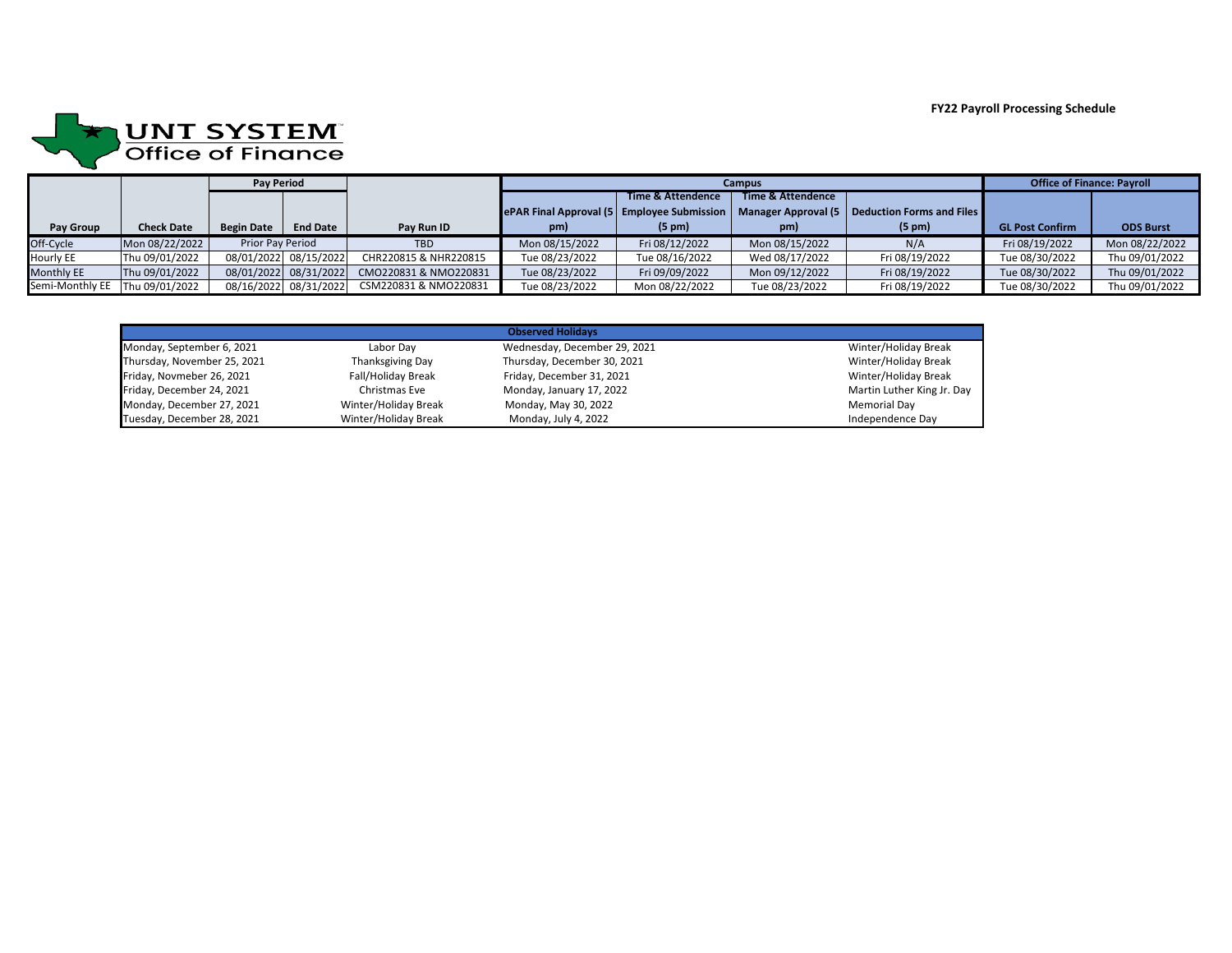**FY22 Payroll Processing Schedule**

UNT SYSTEM
Office of Finance

| | | Pay Period | | | Campus | | | | Office of Finance: Payroll | |
|---|---|---|---|---|---|---|---|---|---|---|
| Pay Group | Check Date | Begin Date | End Date | Pay Run ID | ePAR Final Approval (5 pm) | Time & Attendence Employee Submission (5 pm) | Time & Attendence Manager Approval (5 pm) | Deduction Forms and Files (5 pm) | GL Post Confirm | ODS Burst |
| Off-Cycle | Mon 08/22/2022 | Prior Pay Period | | TBD | Mon 08/15/2022 | Fri 08/12/2022 | Mon 08/15/2022 | N/A | Fri 08/19/2022 | Mon 08/22/2022 |
| Hourly EE | Thu 09/01/2022 | 08/01/2022 | 08/15/2022 | CHR220815 & NHR220815 | Tue 08/23/2022 | Tue 08/16/2022 | Wed 08/17/2022 | Fri 08/19/2022 | Tue 08/30/2022 | Thu 09/01/2022 |
| Monthly EE | Thu 09/01/2022 | 08/01/2022 | 08/31/2022 | CMO220831 & NMO220831 | Tue 08/23/2022 | Fri 09/09/2022 | Mon 09/12/2022 | Fri 08/19/2022 | Tue 08/30/2022 | Thu 09/01/2022 |
| Semi-Monthly EE | Thu 09/01/2022 | 08/16/2022 | 08/31/2022 | CSM220831 & NMO220831 | Tue 08/23/2022 | Mon 08/22/2022 | Tue 08/23/2022 | Fri 08/19/2022 | Tue 08/30/2022 | Thu 09/01/2022 |

| Observed Holidays | | | |
|---|---|---|---|
| Monday, September 6, 2021 | Labor Day | Wednesday, December 29, 2021 | Winter/Holiday Break |
| Thursday, November 25, 2021 | Thanksgiving Day | Thursday, December 30, 2021 | Winter/Holiday Break |
| Friday, Novmeber 26, 2021 | Fall/Holiday Break | Friday, December 31, 2021 | Winter/Holiday Break |
| Friday, December 24, 2021 | Christmas Eve | Monday, January 17, 2022 | Martin Luther King Jr. Day |
| Monday, December 27, 2021 | Winter/Holiday Break | Monday, May 30, 2022 | Memorial Day |
| Tuesday, December 28, 2021 | Winter/Holiday Break | Monday, July 4, 2022 | Independence Day |